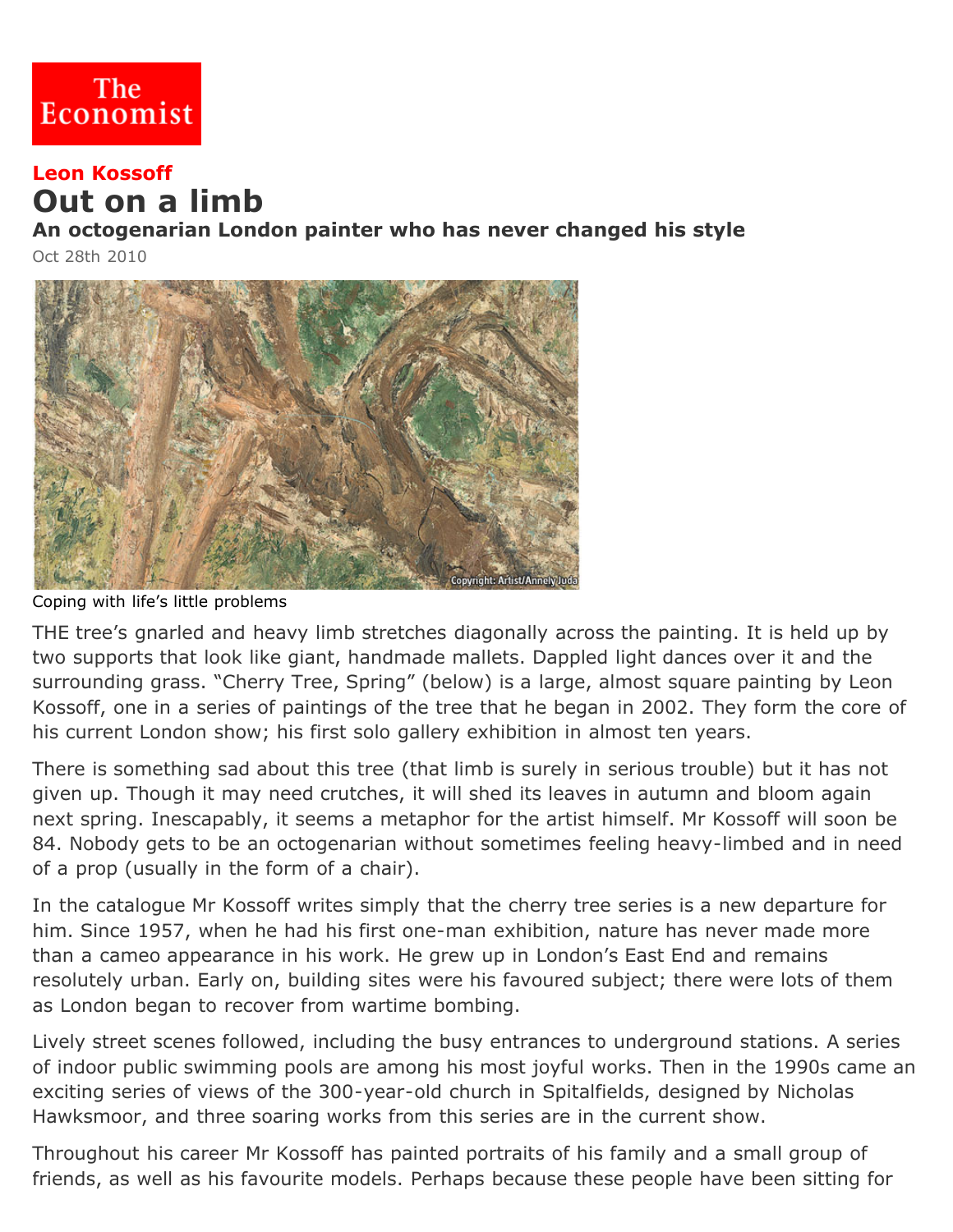Leon Kossoff

# Out on a limb

### An octogenarian London painter who has never changed his style

Oct 28th 2010

Coping with life's little problems

THE tree's gnarled and heavy limb stretches diagonally across the painting. It is held up by two supports that look like giant, handmade mallets. Dappled light dances over it and the surrounding grass. "Cherry Tree, Spring" (below) is a large, almost square painting by Leon Kossoff, one in a series of paintings of the tree that he began in 2002. They form the core of his current London show; his first solo gallery exhibition in almost ten years.

There is something sad about this tree (that limb is surely in serious trouble) but it has not given up. Though it may need crutches, it will shed its leaves in autumn and bloom again next spring. Inescapably, it seems a metaphor for the artist himself. Mr Kossoff will soon be 84. Nobody gets to be an octogenarian without sometimes feeling heavy-limbed and in need of a prop (usually in the form of a chair).

In the catalogue Mr Kossoff writes simply that the cherry tree series is a new departure for him. Since 1957, when he had his first one-man exhibition, nature has never made more than a cameo appearance in his work. He grew up in London's East End and remains resolutely urban. Early on, building sites were his favoured subject; there were lots of them as London began to recover from wartime bombing.

Lively street scenes followed, including the busy entrances to underground stations. A series of indoor public swimming pools are among his most joyful works. Then in the 1990s came an exciting series of views of the 300-year-old church in Spitalfields, designed by Nicholas Hawksmoor, and three soaring works from this series are in the current show.

Throughout his career Mr Kossoff has painted portraits of his family and a small group of friends, as well as his favourite models. Perhaps because these people have been sitting for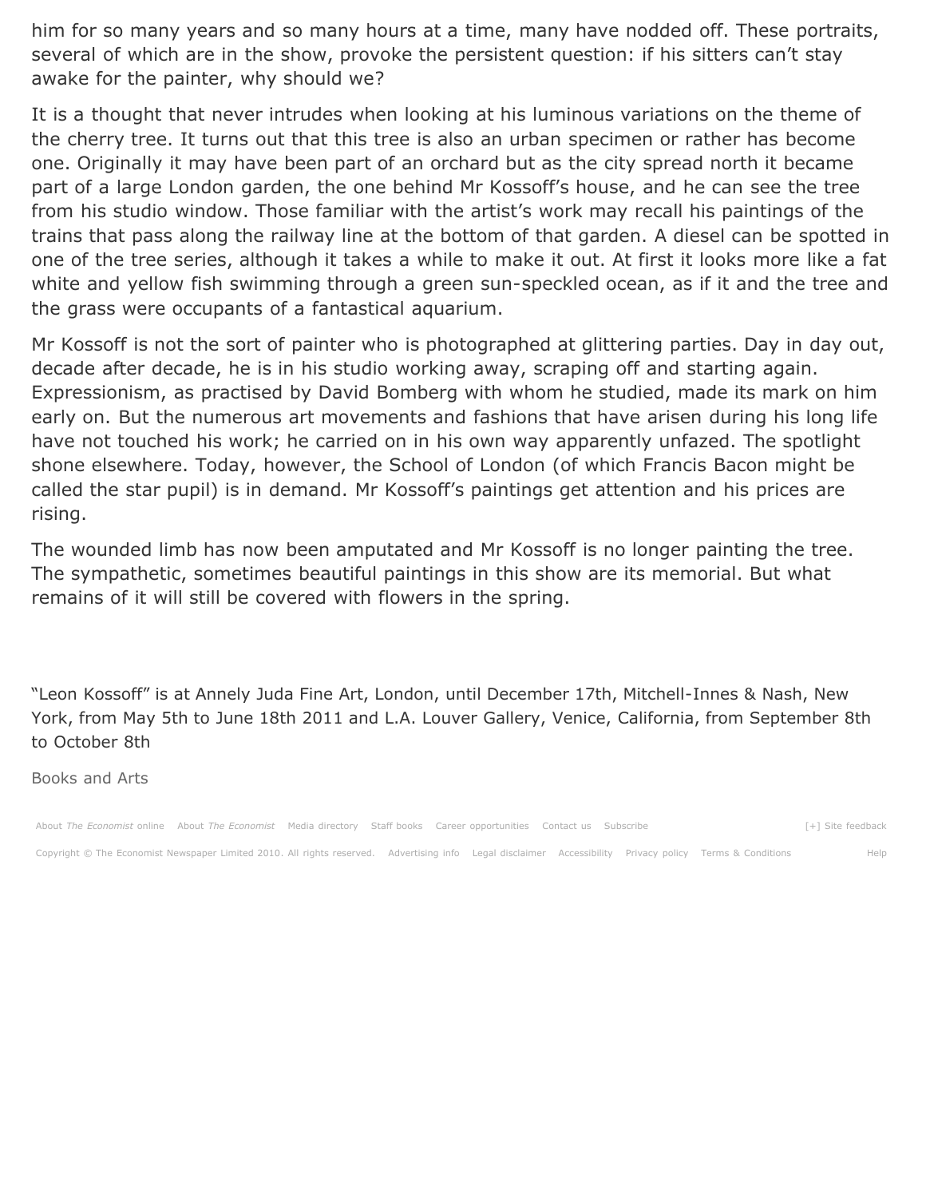him for so many years and so many hours at a time, many have nodded off. These portraits, several of which are in the show, provoke the persistent question: if his sitters can't stay awake for the painter, why should we?

It is a thought that never intrudes when looking at his luminous variations on the theme of the cherry tree. It turns out that this tree is also an urban specimen or rather has become one. Originally it may have been part of an orchard but as the city spread north it became part of a large London garden, the one behind Mr Kossoff's house, and he can see the tree from his studio window. Those familiar with the artist's work may recall his paintings of the trains that pass along the railway line at the bottom of that garden. A diesel can be spotted in one of the tree series, although it takes a while to make it out. At first it looks more like a fat white and yellow fish swimming through a green sun-speckled ocean, as if it and the tree and the grass were occupants of a fantastical aquarium.

Mr Kossoff is not the sort of painter who is photographed at glittering parties. Day in day out, decade after decade, he is in his studio working away, scraping off and starting again. Expressionism, as practised by David Bomberg with whom he studied, made its mark on him early on. But the numerous art movements and fashions that have arisen during his long life have not touched his work; he carried on in his own way apparently unfazed. The spotlight shone elsewhere. Today, however, the School of London (of which Francis Bacon might be called the star pupil) is in demand. Mr Kossoff's paintings get attention and his prices are rising.

The wounded limb has now been amputated and Mr Kossoff is no longer painting the tree. The sympathetic, sometimes beautiful paintings in this show are its memorial. But what remains of it will still be covered with flowers in the spring.

"Leon Kossoff" is at Annely Juda Fine Art, London, until December 17th, Mitchell-Innes & Nash, New York, from May 5th to June 18th 2011 and L.A. Louver Gallery, Venice, California, from September 8th to October 8th

Books and Arts